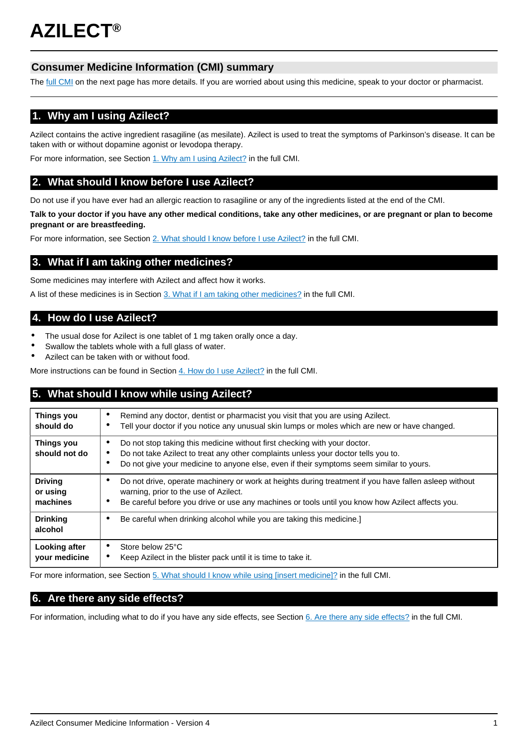# AZILECT®

## Consumer Medicine Information (CMI) summary

The full CMI on the next page has more details. If you are worried about using this medicine, speak to your doctor or pharmacist.

## 1. Why am I using Azilect?

Azilect contains the active ingredient rasagiline (as mesilate). Azilect is used to treat the symptoms of Parkinson's disease. It can be taken with or without dopamine agonist or levodopa therapy.

For more information, see Section 1. Why am I using Azilect? in the full CMI.

## 2. What should I know before I use Azilect?

Do not use if you have ever had an allergic reaction to rasagiline or any of the ingredients listed at the end of the CMI.

**Talk to your doctor if you have any other medical conditions, take any other medicines, or are pregnant or plan to become pregnant or are breastfeeding.**

For more information, see Section 2. What should I know before I use Azilect? in the full CMI.

## 3. What if I am taking other medicines?

Some medicines may interfere with Azilect and affect how it works.

A list of these medicines is in Section 3. What if I am taking other medicines? in the full CMI.

## 4. How do I use Azilect?

- The usual dose for Azilect is one tablet of 1 mg taken orally once a day.
- Swallow the tablets whole with a full glass of water.
- Azilect can be taken with or without food.

More instructions can be found in Section 4. How do I use Azilect? in the full CMI.

## 5. What should I know while using Azilect?

| | |
|---|---|
| **Things you should do** | • Remind any doctor, dentist or pharmacist you visit that you are using Azilect.<br>• Tell your doctor if you notice any unusual skin lumps or moles which are new or have changed. |
| **Things you should not do** | • Do not stop taking this medicine without first checking with your doctor.<br>• Do not take Azilect to treat any other complaints unless your doctor tells you to.<br>• Do not give your medicine to anyone else, even if their symptoms seem similar to yours. |
| **Driving or using machines** | • Do not drive, operate machinery or work at heights during treatment if you have fallen asleep without warning, prior to the use of Azilect.<br>• Be careful before you drive or use any machines or tools until you know how Azilect affects you. |
| **Drinking alcohol** | • Be careful when drinking alcohol while you are taking this medicine.] |
| **Looking after your medicine** | • Store below 25°C<br>• Keep Azilect in the blister pack until it is time to take it. |

For more information, see Section 5. What should I know while using [insert medicine]? in the full CMI.

## 6. Are there any side effects?

For information, including what to do if you have any side effects, see Section 6. Are there any side effects? in the full CMI.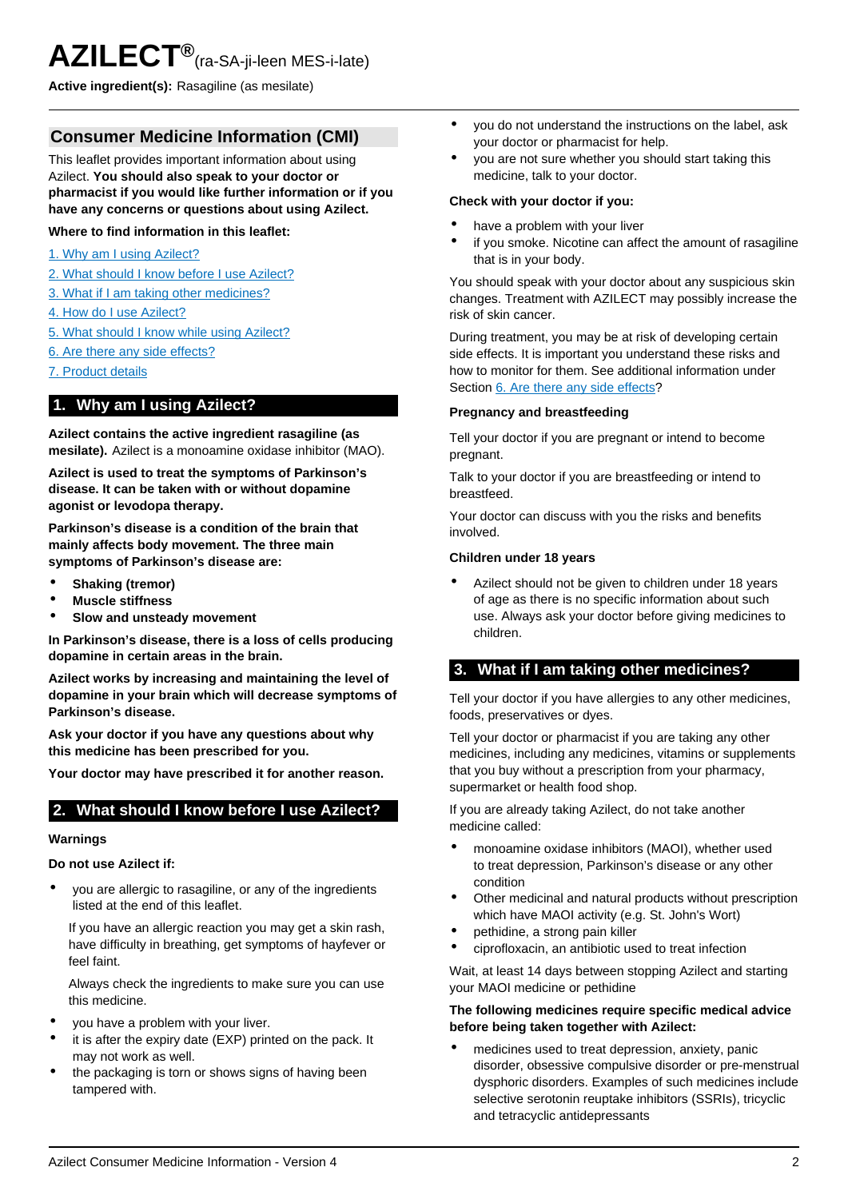# AZILECT® (ra-SA-ji-leen MES-i-late)

**Active ingredient(s):** Rasagiline (as mesilate)

## Consumer Medicine Information (CMI)

This leaflet provides important information about using Azilect. **You should also speak to your doctor or pharmacist if you would like further information or if you have any concerns or questions about using Azilect.**

**Where to find information in this leaflet:**

1. Why am I using Azilect?
2. What should I know before I use Azilect?
3. What if I am taking other medicines?
4. How do I use Azilect?
5. What should I know while using Azilect?
6. Are there any side effects?
7. Product details

## 1. Why am I using Azilect?

**Azilect contains the active ingredient rasagiline (as mesilate).** Azilect is a monoamine oxidase inhibitor (MAO).

**Azilect is used to treat the symptoms of Parkinson's disease. It can be taken with or without dopamine agonist or levodopa therapy.**

**Parkinson's disease is a condition of the brain that mainly affects body movement. The three main symptoms of Parkinson's disease are:**

- **Shaking (tremor)**
- **Muscle stiffness**
- **Slow and unsteady movement**

**In Parkinson's disease, there is a loss of cells producing dopamine in certain areas in the brain.**

**Azilect works by increasing and maintaining the level of dopamine in your brain which will decrease symptoms of Parkinson's disease.**

**Ask your doctor if you have any questions about why this medicine has been prescribed for you.**

**Your doctor may have prescribed it for another reason.**

## 2. What should I know before I use Azilect?

### Warnings

**Do not use Azilect if:**

- you are allergic to rasagiline, or any of the ingredients listed at the end of this leaflet.

  If you have an allergic reaction you may get a skin rash, have difficulty in breathing, get symptoms of hayfever or feel faint.

  Always check the ingredients to make sure you can use this medicine.
- you have a problem with your liver.
- it is after the expiry date (EXP) printed on the pack. It may not work as well.
- the packaging is torn or shows signs of having been tampered with.
- you do not understand the instructions on the label, ask your doctor or pharmacist for help.
- you are not sure whether you should start taking this medicine, talk to your doctor.

**Check with your doctor if you:**

- have a problem with your liver
- if you smoke. Nicotine can affect the amount of rasagiline that is in your body.

You should speak with your doctor about any suspicious skin changes. Treatment with AZILECT may possibly increase the risk of skin cancer.

During treatment, you may be at risk of developing certain side effects. It is important you understand these risks and how to monitor for them. See additional information under Section 6. Are there any side effects?

### Pregnancy and breastfeeding

Tell your doctor if you are pregnant or intend to become pregnant.

Talk to your doctor if you are breastfeeding or intend to breastfeed.

Your doctor can discuss with you the risks and benefits involved.

### Children under 18 years

- Azilect should not be given to children under 18 years of age as there is no specific information about such use. Always ask your doctor before giving medicines to children.

## 3. What if I am taking other medicines?

Tell your doctor if you have allergies to any other medicines, foods, preservatives or dyes.

Tell your doctor or pharmacist if you are taking any other medicines, including any medicines, vitamins or supplements that you buy without a prescription from your pharmacy, supermarket or health food shop.

If you are already taking Azilect, do not take another medicine called:

- monoamine oxidase inhibitors (MAOI), whether used to treat depression, Parkinson's disease or any other condition
- Other medicinal and natural products without prescription which have MAOI activity (e.g. St. John's Wort)
- pethidine, a strong pain killer
- ciprofloxacin, an antibiotic used to treat infection

Wait, at least 14 days between stopping Azilect and starting your MAOI medicine or pethidine

**The following medicines require specific medical advice before being taken together with Azilect:**

- medicines used to treat depression, anxiety, panic disorder, obsessive compulsive disorder or pre-menstrual dysphoric disorders. Examples of such medicines include selective serotonin reuptake inhibitors (SSRIs), tricyclic and tetracyclic antidepressants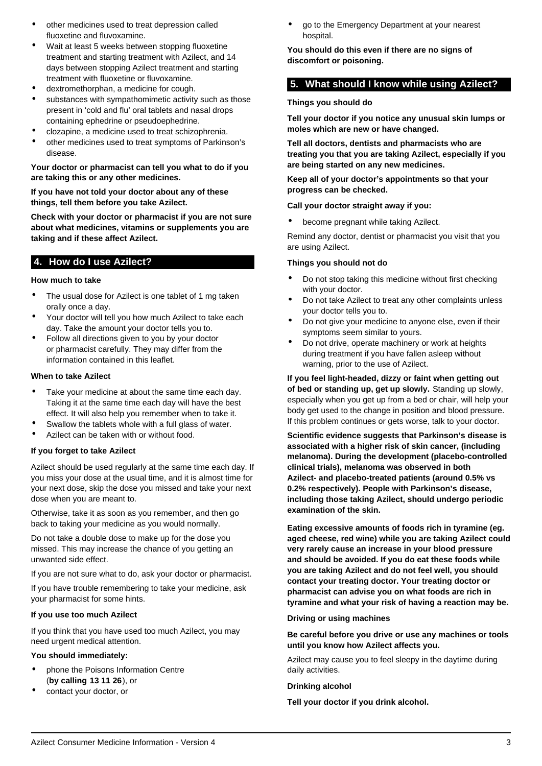- other medicines used to treat depression called fluoxetine and fluvoxamine.
- Wait at least 5 weeks between stopping fluoxetine treatment and starting treatment with Azilect, and 14 days between stopping Azilect treatment and starting treatment with fluoxetine or fluvoxamine.
- dextromethorphan, a medicine for cough.
- substances with sympathomimetic activity such as those present in 'cold and flu' oral tablets and nasal drops containing ephedrine or pseudoephedrine.
- clozapine, a medicine used to treat schizophrenia.
- other medicines used to treat symptoms of Parkinson's disease.

**Your doctor or pharmacist can tell you what to do if you are taking this or any other medicines.**

**If you have not told your doctor about any of these things, tell them before you take Azilect.**

**Check with your doctor or pharmacist if you are not sure about what medicines, vitamins or supplements you are taking and if these affect Azilect.**

## 4. How do I use Azilect?

**How much to take**

- The usual dose for Azilect is one tablet of 1 mg taken orally once a day.
- Your doctor will tell you how much Azilect to take each day. Take the amount your doctor tells you to.
- Follow all directions given to you by your doctor or pharmacist carefully. They may differ from the information contained in this leaflet.

**When to take Azilect**

- Take your medicine at about the same time each day. Taking it at the same time each day will have the best effect. It will also help you remember when to take it.
- Swallow the tablets whole with a full glass of water.
- Azilect can be taken with or without food.

**If you forget to take Azilect**

Azilect should be used regularly at the same time each day. If you miss your dose at the usual time, and it is almost time for your next dose, skip the dose you missed and take your next dose when you are meant to.

Otherwise, take it as soon as you remember, and then go back to taking your medicine as you would normally.

Do not take a double dose to make up for the dose you missed. This may increase the chance of you getting an unwanted side effect.

If you are not sure what to do, ask your doctor or pharmacist.

If you have trouble remembering to take your medicine, ask your pharmacist for some hints.

**If you use too much Azilect**

If you think that you have used too much Azilect, you may need urgent medical attention.

**You should immediately:**

- phone the Poisons Information Centre (**by calling 13 11 26**), or
- contact your doctor, or
- go to the Emergency Department at your nearest hospital.

**You should do this even if there are no signs of discomfort or poisoning.**

## 5. What should I know while using Azilect?

**Things you should do**

**Tell your doctor if you notice any unusual skin lumps or moles which are new or have changed.**

**Tell all doctors, dentists and pharmacists who are treating you that you are taking Azilect, especially if you are being started on any new medicines.**

**Keep all of your doctor's appointments so that your progress can be checked.**

**Call your doctor straight away if you:**

- become pregnant while taking Azilect.

Remind any doctor, dentist or pharmacist you visit that you are using Azilect.

**Things you should not do**

- Do not stop taking this medicine without first checking with your doctor.
- Do not take Azilect to treat any other complaints unless your doctor tells you to.
- Do not give your medicine to anyone else, even if their symptoms seem similar to yours.
- Do not drive, operate machinery or work at heights during treatment if you have fallen asleep without warning, prior to the use of Azilect.

**If you feel light-headed, dizzy or faint when getting out of bed or standing up, get up slowly.** Standing up slowly, especially when you get up from a bed or chair, will help your body get used to the change in position and blood pressure. If this problem continues or gets worse, talk to your doctor.

**Scientific evidence suggests that Parkinson's disease is associated with a higher risk of skin cancer, (including melanoma). During the development (placebo-controlled clinical trials), melanoma was observed in both Azilect- and placebo-treated patients (around 0.5% vs 0.2% respectively). People with Parkinson's disease, including those taking Azilect, should undergo periodic examination of the skin.**

**Eating excessive amounts of foods rich in tyramine (eg. aged cheese, red wine) while you are taking Azilect could very rarely cause an increase in your blood pressure and should be avoided. If you do eat these foods while you are taking Azilect and do not feel well, you should contact your treating doctor. Your treating doctor or pharmacist can advise you on what foods are rich in tyramine and what your risk of having a reaction may be.**

**Driving or using machines**

**Be careful before you drive or use any machines or tools until you know how Azilect affects you.**

Azilect may cause you to feel sleepy in the daytime during daily activities.

**Drinking alcohol**

**Tell your doctor if you drink alcohol.**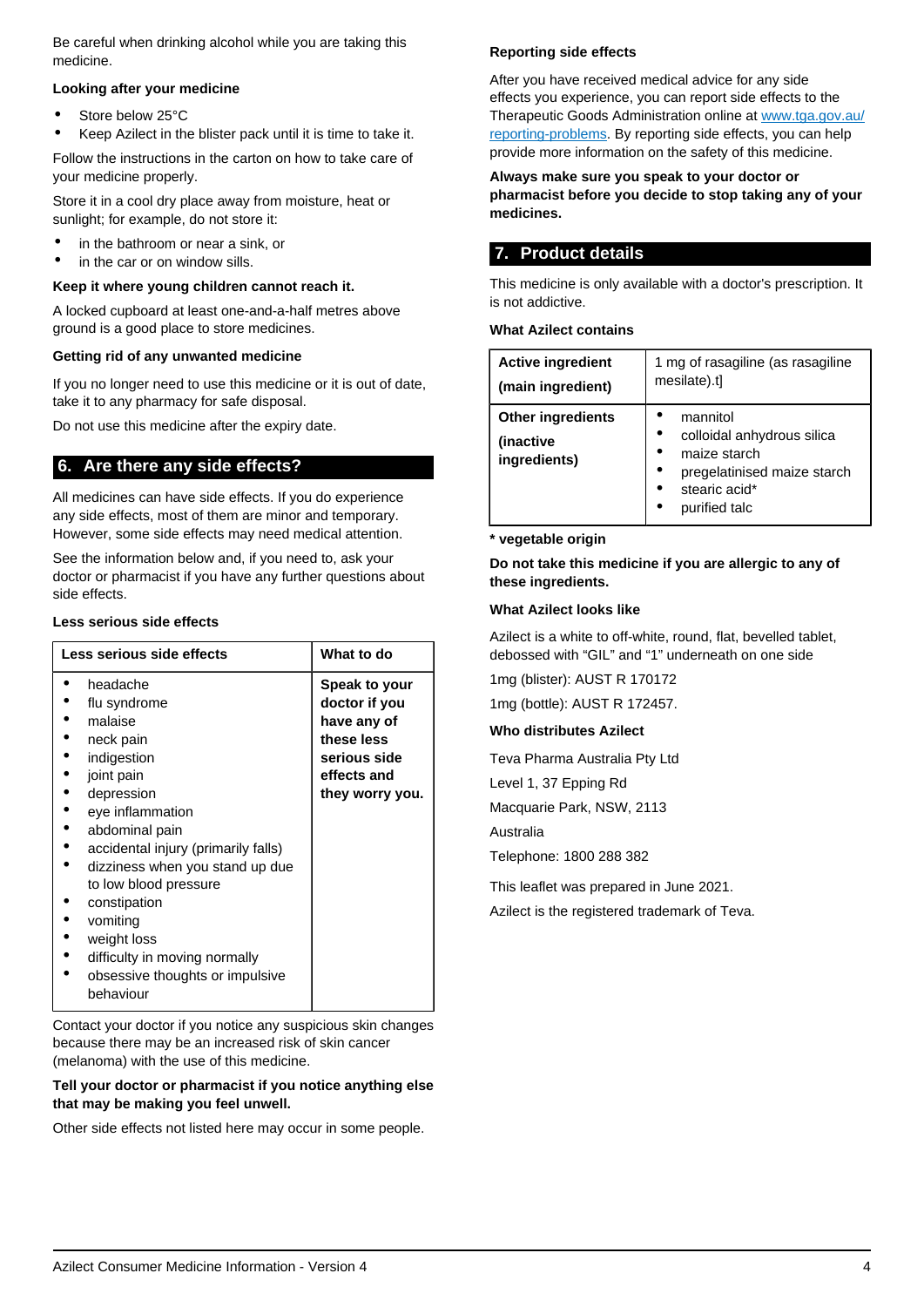Be careful when drinking alcohol while you are taking this medicine.

**Looking after your medicine**

- Store below 25°C
- Keep Azilect in the blister pack until it is time to take it.

Follow the instructions in the carton on how to take care of your medicine properly.

Store it in a cool dry place away from moisture, heat or sunlight; for example, do not store it:

- in the bathroom or near a sink, or
- in the car or on window sills.

**Keep it where young children cannot reach it.**

A locked cupboard at least one-and-a-half metres above ground is a good place to store medicines.

**Getting rid of any unwanted medicine**

If you no longer need to use this medicine or it is out of date, take it to any pharmacy for safe disposal.

Do not use this medicine after the expiry date.

## 6. Are there any side effects?

All medicines can have side effects. If you do experience any side effects, most of them are minor and temporary. However, some side effects may need medical attention.

See the information below and, if you need to, ask your doctor or pharmacist if you have any further questions about side effects.

**Less serious side effects**

| Less serious side effects | What to do |
|---|---|
| • headache<br>• flu syndrome<br>• malaise<br>• neck pain<br>• indigestion<br>• joint pain<br>• depression<br>• eye inflammation<br>• abdominal pain<br>• accidental injury (primarily falls)<br>• dizziness when you stand up due to low blood pressure<br>• constipation<br>• vomiting<br>• weight loss<br>• difficulty in moving normally<br>• obsessive thoughts or impulsive behaviour | **Speak to your doctor if you have any of these less serious side effects and they worry you.** |

Contact your doctor if you notice any suspicious skin changes because there may be an increased risk of skin cancer (melanoma) with the use of this medicine.

**Tell your doctor or pharmacist if you notice anything else that may be making you feel unwell.**

Other side effects not listed here may occur in some people.

**Reporting side effects**

After you have received medical advice for any side effects you experience, you can report side effects to the Therapeutic Goods Administration online at www.tga.gov.au/reporting-problems. By reporting side effects, you can help provide more information on the safety of this medicine.

**Always make sure you speak to your doctor or pharmacist before you decide to stop taking any of your medicines.**

## 7. Product details

This medicine is only available with a doctor's prescription. It is not addictive.

**What Azilect contains**

| | |
|---|---|
| **Active ingredient**<br>**(main ingredient)** | 1 mg of rasagiline (as rasagiline mesilate).t] |
| **Other ingredients**<br>**(inactive ingredients)** | • mannitol<br>• colloidal anhydrous silica<br>• maize starch<br>• pregelatinised maize starch<br>• stearic acid*<br>• purified talc |

**\* vegetable origin**

**Do not take this medicine if you are allergic to any of these ingredients.**

**What Azilect looks like**

Azilect is a white to off-white, round, flat, bevelled tablet, debossed with "GIL" and "1" underneath on one side

1mg (blister): AUST R 170172

1mg (bottle): AUST R 172457.

**Who distributes Azilect**

Teva Pharma Australia Pty Ltd

Level 1, 37 Epping Rd

Macquarie Park, NSW, 2113

Australia

Telephone: 1800 288 382

This leaflet was prepared in June 2021.

Azilect is the registered trademark of Teva.